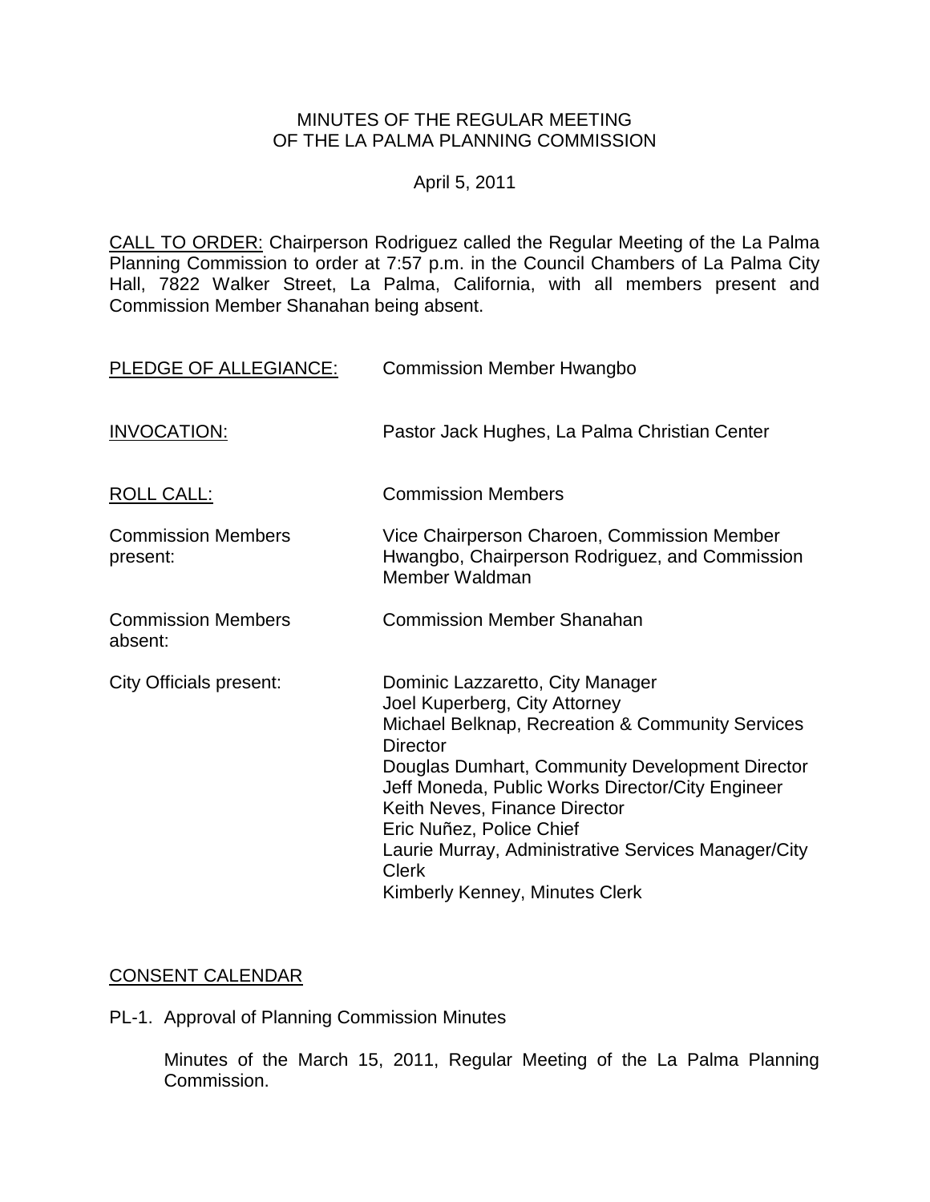MINUTES OF THE REGULAR MEETING
OF THE LA PALMA PLANNING COMMISSION

April 5, 2011

CALL TO ORDER: Chairperson Rodriguez called the Regular Meeting of the La Palma Planning Commission to order at 7:57 p.m. in the Council Chambers of La Palma City Hall, 7822 Walker Street, La Palma, California, with all members present and Commission Member Shanahan being absent.

| | |
|---|---|
| PLEDGE OF ALLEGIANCE: | Commission Member Hwangbo |
| INVOCATION: | Pastor Jack Hughes, La Palma Christian Center |
| ROLL CALL: | Commission Members |
| Commission Members present: | Vice Chairperson Charoen, Commission Member Hwangbo, Chairperson Rodriguez, and Commission Member Waldman |
| Commission Members absent: | Commission Member Shanahan |
| City Officials present: | Dominic Lazzaretto, City Manager<br>Joel Kuperberg, City Attorney<br>Michael Belknap, Recreation & Community Services Director<br>Douglas Dumhart, Community Development Director<br>Jeff Moneda, Public Works Director/City Engineer<br>Keith Neves, Finance Director<br>Eric Nuñez, Police Chief<br>Laurie Murray, Administrative Services Manager/City Clerk<br>Kimberly Kenney, Minutes Clerk |

CONSENT CALENDAR

PL-1. Approval of Planning Commission Minutes

Minutes of the March 15, 2011, Regular Meeting of the La Palma Planning Commission.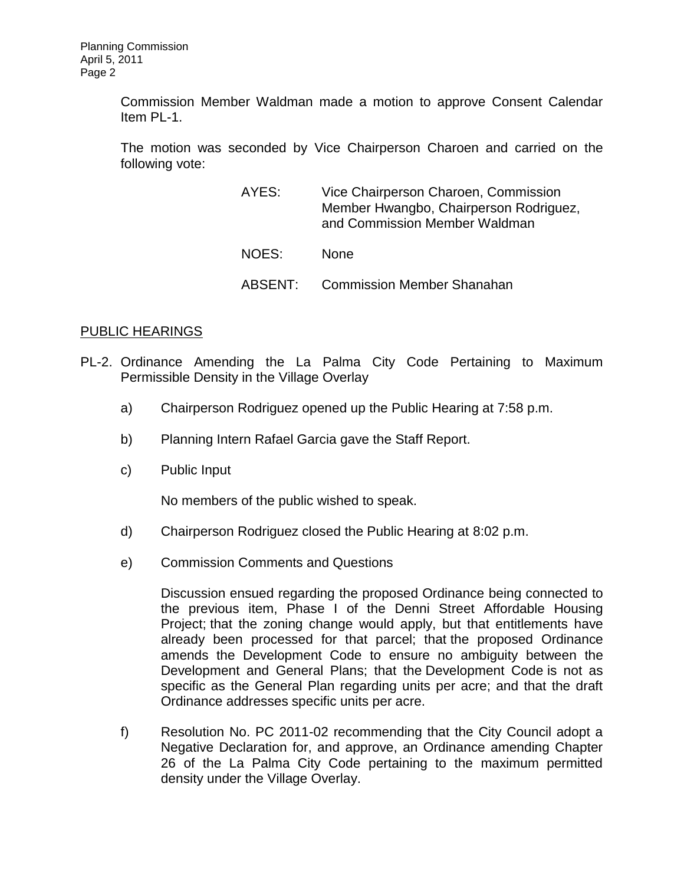Commission Member Waldman made a motion to approve Consent Calendar Item PL-1.

The motion was seconded by Vice Chairperson Charoen and carried on the following vote:

| | |
|---|---|
| AYES: | Vice Chairperson Charoen, Commission Member Hwangbo, Chairperson Rodriguez, and Commission Member Waldman |
| NOES: | None |
| ABSENT: | Commission Member Shanahan |

PUBLIC HEARINGS

PL-2. Ordinance Amending the La Palma City Code Pertaining to Maximum Permissible Density in the Village Overlay

a) Chairperson Rodriguez opened up the Public Hearing at 7:58 p.m.

b) Planning Intern Rafael Garcia gave the Staff Report.

c) Public Input

No members of the public wished to speak.

d) Chairperson Rodriguez closed the Public Hearing at 8:02 p.m.

e) Commission Comments and Questions

Discussion ensued regarding the proposed Ordinance being connected to the previous item, Phase I of the Denni Street Affordable Housing Project; that the zoning change would apply, but that entitlements have already been processed for that parcel; that the proposed Ordinance amends the Development Code to ensure no ambiguity between the Development and General Plans; that the Development Code is not as specific as the General Plan regarding units per acre; and that the draft Ordinance addresses specific units per acre.

f) Resolution No. PC 2011-02 recommending that the City Council adopt a Negative Declaration for, and approve, an Ordinance amending Chapter 26 of the La Palma City Code pertaining to the maximum permitted density under the Village Overlay.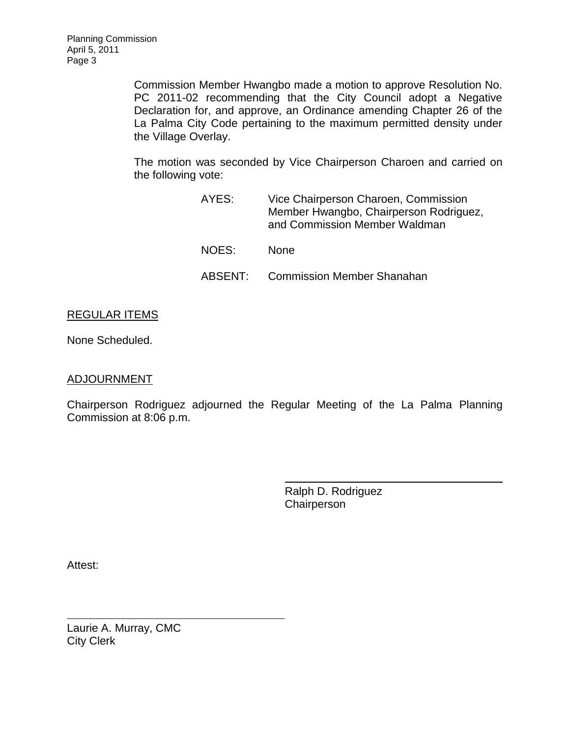Commission Member Hwangbo made a motion to approve Resolution No. PC 2011-02 recommending that the City Council adopt a Negative Declaration for, and approve, an Ordinance amending Chapter 26 of the La Palma City Code pertaining to the maximum permitted density under the Village Overlay.

The motion was seconded by Vice Chairperson Charoen and carried on the following vote:

AYES: Vice Chairperson Charoen, Commission Member Hwangbo, Chairperson Rodriguez, and Commission Member Waldman

NOES: None

ABSENT: Commission Member Shanahan

REGULAR ITEMS

None Scheduled.

ADJOURNMENT

Chairperson Rodriguez adjourned the Regular Meeting of the La Palma Planning Commission at 8:06 p.m.

Ralph D. Rodriguez
Chairperson

Attest:

Laurie A. Murray, CMC
City Clerk